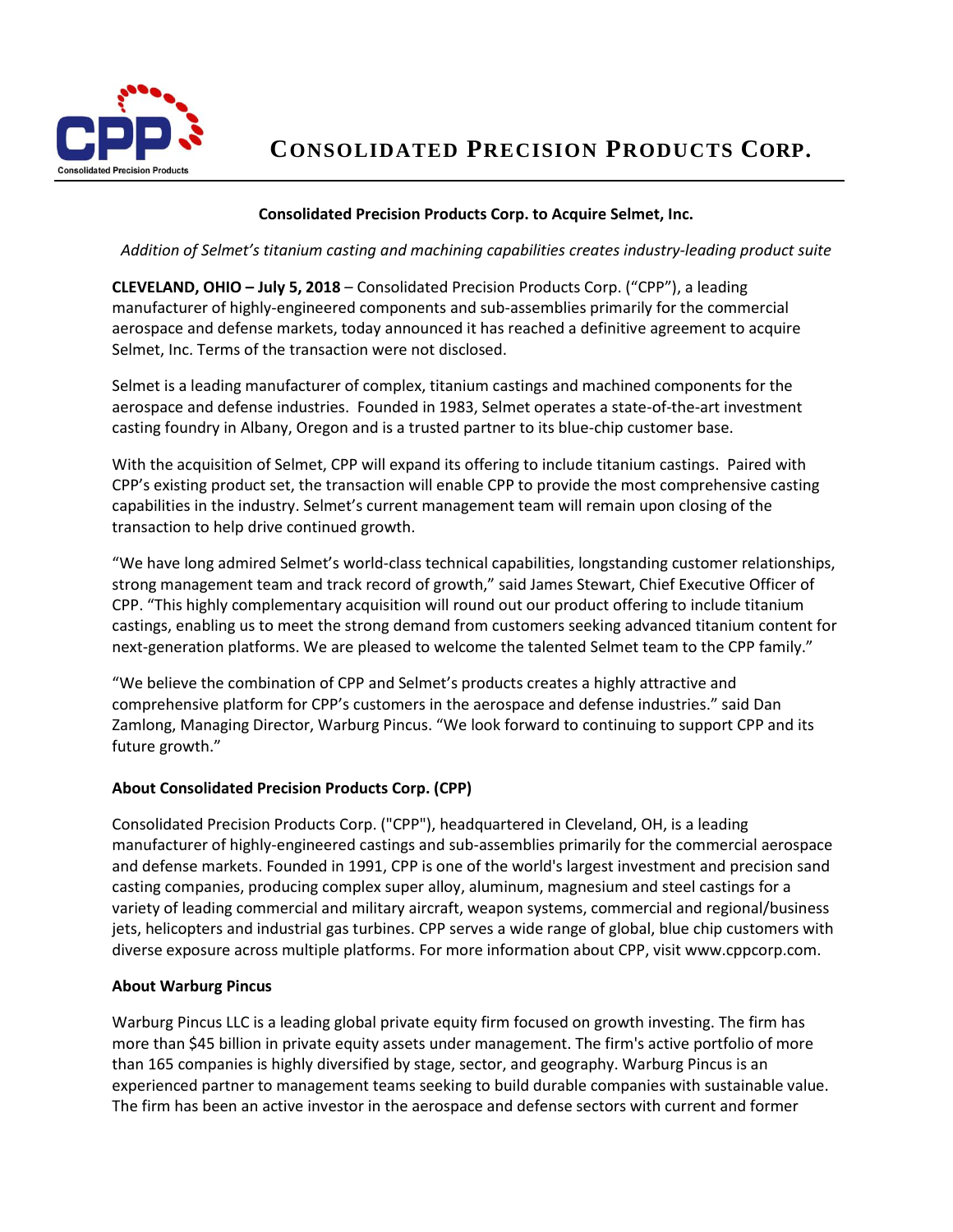# CONSOLIDATED PRECISION PRODUCTS CORP.

**Consolidated Precision Products Corp. to Acquire Selmet, Inc.**

*Addition of Selmet's titanium casting and machining capabilities creates industry-leading product suite*

**CLEVELAND, OHIO – July 5, 2018** – Consolidated Precision Products Corp. ("CPP"), a leading manufacturer of highly-engineered components and sub-assemblies primarily for the commercial aerospace and defense markets, today announced it has reached a definitive agreement to acquire Selmet, Inc. Terms of the transaction were not disclosed.

Selmet is a leading manufacturer of complex, titanium castings and machined components for the aerospace and defense industries. Founded in 1983, Selmet operates a state-of-the-art investment casting foundry in Albany, Oregon and is a trusted partner to its blue-chip customer base.

With the acquisition of Selmet, CPP will expand its offering to include titanium castings. Paired with CPP's existing product set, the transaction will enable CPP to provide the most comprehensive casting capabilities in the industry. Selmet's current management team will remain upon closing of the transaction to help drive continued growth.

"We have long admired Selmet's world-class technical capabilities, longstanding customer relationships, strong management team and track record of growth," said James Stewart, Chief Executive Officer of CPP. "This highly complementary acquisition will round out our product offering to include titanium castings, enabling us to meet the strong demand from customers seeking advanced titanium content for next-generation platforms. We are pleased to welcome the talented Selmet team to the CPP family."

"We believe the combination of CPP and Selmet's products creates a highly attractive and comprehensive platform for CPP's customers in the aerospace and defense industries." said Dan Zamlong, Managing Director, Warburg Pincus. "We look forward to continuing to support CPP and its future growth."

**About Consolidated Precision Products Corp. (CPP)**

Consolidated Precision Products Corp. ("CPP"), headquartered in Cleveland, OH, is a leading manufacturer of highly-engineered castings and sub-assemblies primarily for the commercial aerospace and defense markets. Founded in 1991, CPP is one of the world's largest investment and precision sand casting companies, producing complex super alloy, aluminum, magnesium and steel castings for a variety of leading commercial and military aircraft, weapon systems, commercial and regional/business jets, helicopters and industrial gas turbines. CPP serves a wide range of global, blue chip customers with diverse exposure across multiple platforms. For more information about CPP, visit www.cppcorp.com.

**About Warburg Pincus**

Warburg Pincus LLC is a leading global private equity firm focused on growth investing. The firm has more than $45 billion in private equity assets under management. The firm's active portfolio of more than 165 companies is highly diversified by stage, sector, and geography. Warburg Pincus is an experienced partner to management teams seeking to build durable companies with sustainable value. The firm has been an active investor in the aerospace and defense sectors with current and former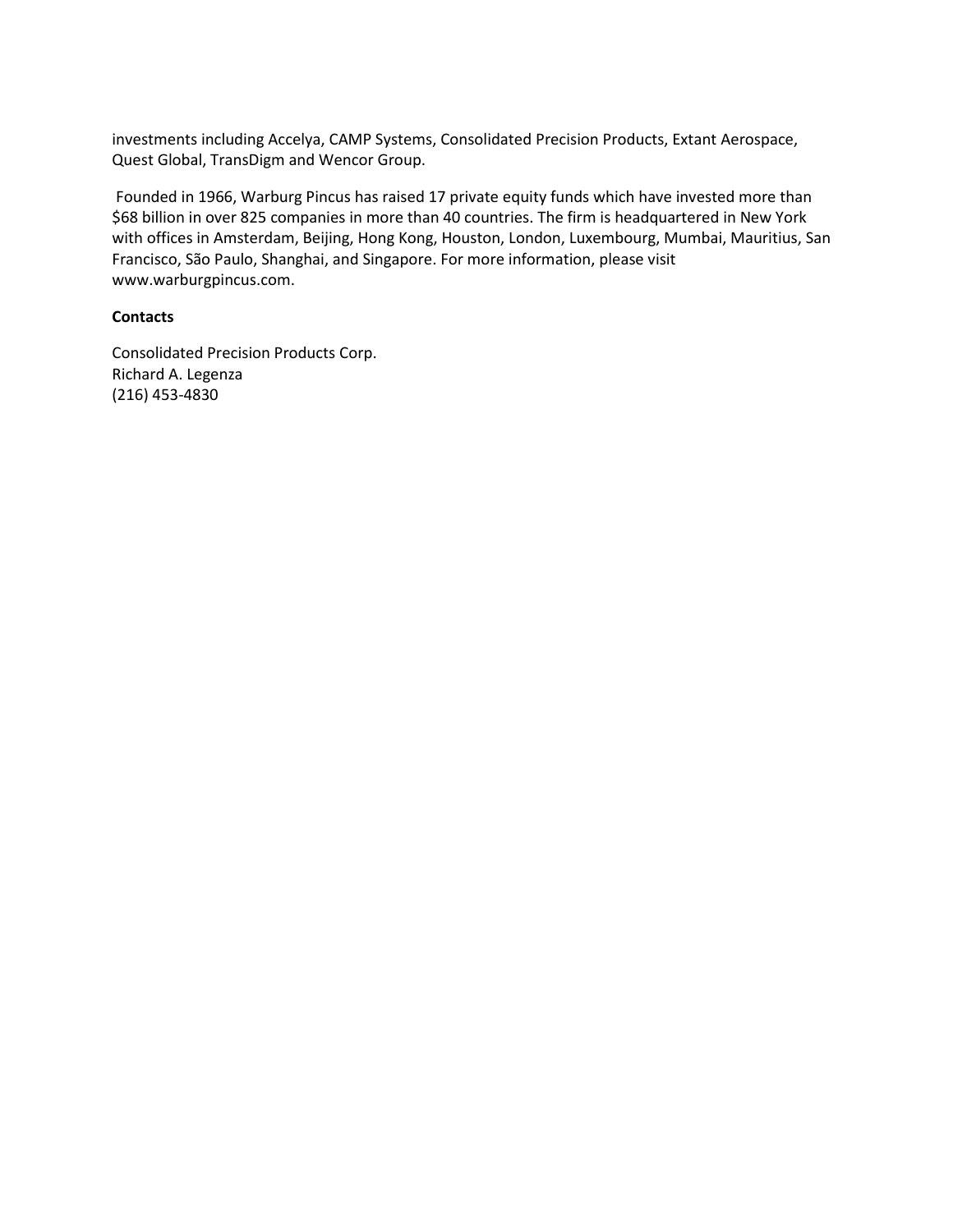investments including Accelya, CAMP Systems, Consolidated Precision Products, Extant Aerospace, Quest Global, TransDigm and Wencor Group.

Founded in 1966, Warburg Pincus has raised 17 private equity funds which have invested more than $68 billion in over 825 companies in more than 40 countries. The firm is headquartered in New York with offices in Amsterdam, Beijing, Hong Kong, Houston, London, Luxembourg, Mumbai, Mauritius, San Francisco, São Paulo, Shanghai, and Singapore. For more information, please visit www.warburgpincus.com.

**Contacts**

Consolidated Precision Products Corp.
Richard A. Legenza
(216) 453-4830